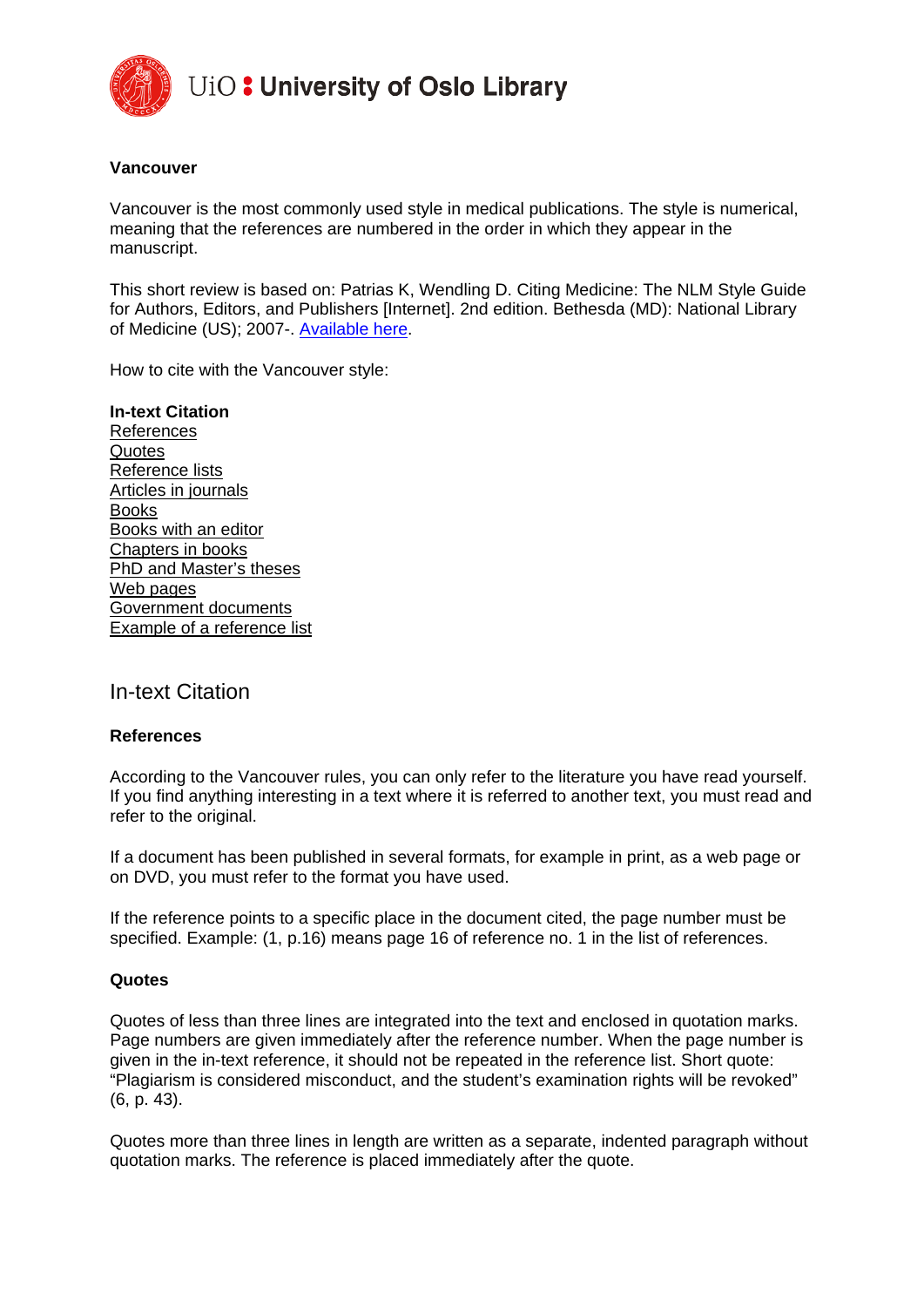UiO : University of Oslo Library

**Vancouver**

Vancouver is the most commonly used style in medical publications. The style is numerical, meaning that the references are numbered in the order in which they appear in the manuscript.

This short review is based on: Patrias K, Wendling D. Citing Medicine: The NLM Style Guide for Authors, Editors, and Publishers [Internet]. 2nd edition. Bethesda (MD): National Library of Medicine (US); 2007-. [Available here](#).

How to cite with the Vancouver style:

**In-text Citation**
[References](#)
[Quotes](#)
[Reference lists](#)
[Articles in journals](#)
[Books](#)
[Books with an editor](#)
[Chapters in books](#)
[PhD and Master's theses](#)
[Web pages](#)
[Government documents](#)
[Example of a reference list](#)

## In-text Citation

**References**

According to the Vancouver rules, you can only refer to the literature you have read yourself. If you find anything interesting in a text where it is referred to another text, you must read and refer to the original.

If a document has been published in several formats, for example in print, as a web page or on DVD, you must refer to the format you have used.

If the reference points to a specific place in the document cited, the page number must be specified. Example: (1, p.16) means page 16 of reference no. 1 in the list of references.

**Quotes**

Quotes of less than three lines are integrated into the text and enclosed in quotation marks. Page numbers are given immediately after the reference number. When the page number is given in the in-text reference, it should not be repeated in the reference list. Short quote: "Plagiarism is considered misconduct, and the student's examination rights will be revoked" (6, p. 43).

Quotes more than three lines in length are written as a separate, indented paragraph without quotation marks. The reference is placed immediately after the quote.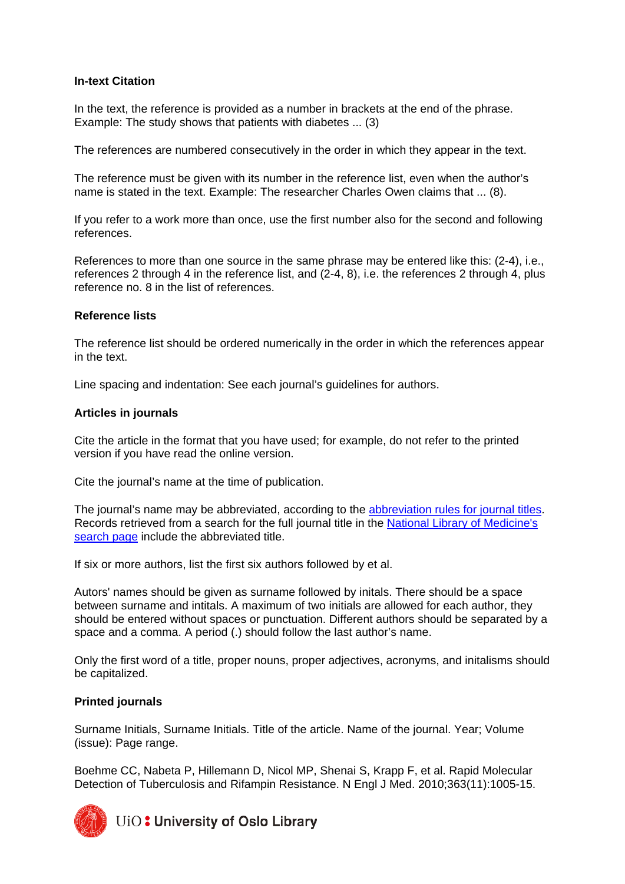### In-text Citation

In the text, the reference is provided as a number in brackets at the end of the phrase. Example: The study shows that patients with diabetes ... (3)

The references are numbered consecutively in the order in which they appear in the text.

The reference must be given with its number in the reference list, even when the author's name is stated in the text. Example: The researcher Charles Owen claims that ... (8).

If you refer to a work more than once, use the first number also for the second and following references.

References to more than one source in the same phrase may be entered like this: (2-4), i.e., references 2 through 4 in the reference list, and (2-4, 8), i.e. the references 2 through 4, plus reference no. 8 in the list of references.

### Reference lists

The reference list should be ordered numerically in the order in which the references appear in the text.

Line spacing and indentation: See each journal's guidelines for authors.

### Articles in journals

Cite the article in the format that you have used; for example, do not refer to the printed version if you have read the online version.

Cite the journal's name at the time of publication.

The journal's name may be abbreviated, according to the abbreviation rules for journal titles. Records retrieved from a search for the full journal title in the National Library of Medicine's search page include the abbreviated title.

If six or more authors, list the first six authors followed by et al.

Autors' names should be given as surname followed by initals. There should be a space between surname and initals. A maximum of two initials are allowed for each author, they should be entered without spaces or punctuation. Different authors should be separated by a space and a comma. A period (.) should follow the last author's name.

Only the first word of a title, proper nouns, proper adjectives, acronyms, and initalisms should be capitalized.

### Printed journals

Surname Initials, Surname Initials. Title of the article. Name of the journal. Year; Volume (issue): Page range.

Boehme CC, Nabeta P, Hillemann D, Nicol MP, Shenai S, Krapp F, et al. Rapid Molecular Detection of Tuberculosis and Rifampin Resistance. N Engl J Med. 2010;363(11):1005-15.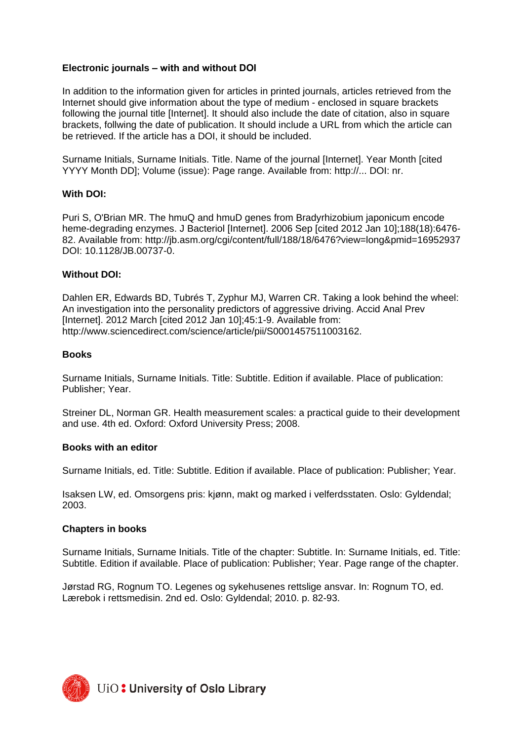**Electronic journals – with and without DOI**

In addition to the information given for articles in printed journals, articles retrieved from the Internet should give information about the type of medium - enclosed in square brackets following the journal title [Internet]. It should also include the date of citation, also in square brackets, follwing the date of publication. It should include a URL from which the article can be retrieved. If the article has a DOI, it should be included.

Surname Initials, Surname Initials. Title. Name of the journal [Internet]. Year Month [cited YYYY Month DD]; Volume (issue): Page range. Available from: http://... DOI: nr.

**With DOI:**

Puri S, O'Brian MR. The hmuQ and hmuD genes from Bradyrhizobium japonicum encode heme-degrading enzymes. J Bacteriol [Internet]. 2006 Sep [cited 2012 Jan 10];188(18):6476-82. Available from: http://jb.asm.org/cgi/content/full/188/18/6476?view=long&pmid=16952937 DOI: 10.1128/JB.00737-0.

**Without DOI:**

Dahlen ER, Edwards BD, Tubrés T, Zyphur MJ, Warren CR. Taking a look behind the wheel: An investigation into the personality predictors of aggressive driving. Accid Anal Prev [Internet]. 2012 March [cited 2012 Jan 10];45:1-9. Available from: http://www.sciencedirect.com/science/article/pii/S0001457511003162.

**Books**

Surname Initials, Surname Initials. Title: Subtitle. Edition if available. Place of publication: Publisher; Year.

Streiner DL, Norman GR. Health measurement scales: a practical guide to their development and use. 4th ed. Oxford: Oxford University Press; 2008.

**Books with an editor**

Surname Initials, ed. Title: Subtitle. Edition if available. Place of publication: Publisher; Year.

Isaksen LW, ed. Omsorgens pris: kjønn, makt og marked i velferdsstaten. Oslo: Gyldendal; 2003.

**Chapters in books**

Surname Initials, Surname Initials. Title of the chapter: Subtitle. In: Surname Initials, ed. Title: Subtitle. Edition if available. Place of publication: Publisher; Year. Page range of the chapter.

Jørstad RG, Rognum TO. Legenes og sykehusenes rettslige ansvar. In: Rognum TO, ed. Lærebok i rettsmedisin. 2nd ed. Oslo: Gyldendal; 2010. p. 82-93.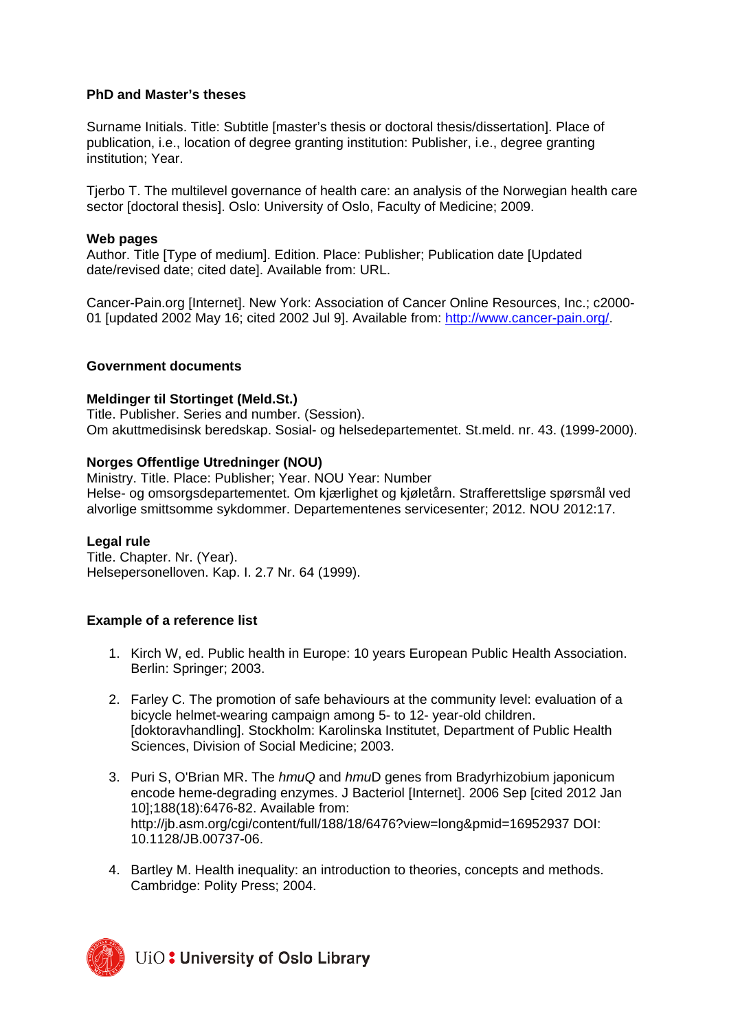**PhD and Master's theses**

Surname Initials. Title: Subtitle [master's thesis or doctoral thesis/dissertation]. Place of publication, i.e., location of degree granting institution: Publisher, i.e., degree granting institution; Year.

Tjerbo T. The multilevel governance of health care: an analysis of the Norwegian health care sector [doctoral thesis]. Oslo: University of Oslo, Faculty of Medicine; 2009.

**Web pages**

Author. Title [Type of medium]. Edition. Place: Publisher; Publication date [Updated date/revised date; cited date]. Available from: URL.

Cancer-Pain.org [Internet]. New York: Association of Cancer Online Resources, Inc.; c2000-01 [updated 2002 May 16; cited 2002 Jul 9]. Available from: http://www.cancer-pain.org/.

**Government documents**

**Meldinger til Stortinget (Meld.St.)**

Title. Publisher. Series and number. (Session).
Om akuttmedisinsk beredskap. Sosial- og helsedepartementet. St.meld. nr. 43. (1999-2000).

**Norges Offentlige Utredninger (NOU)**

Ministry. Title. Place: Publisher; Year. NOU Year: Number
Helse- og omsorgsdepartementet. Om kjærlighet og kjøletårn. Strafferettslige spørsmål ved alvorlige smittsomme sykdommer. Departementenes servicesenter; 2012. NOU 2012:17.

**Legal rule**

Title. Chapter. Nr. (Year).
Helsepersonelloven. Kap. I. 2.7 Nr. 64 (1999).

**Example of a reference list**

1. Kirch W, ed. Public health in Europe: 10 years European Public Health Association. Berlin: Springer; 2003.

2. Farley C. The promotion of safe behaviours at the community level: evaluation of a bicycle helmet-wearing campaign among 5- to 12- year-old children. [doktoravhandling]. Stockholm: Karolinska Institutet, Department of Public Health Sciences, Division of Social Medicine; 2003.

3. Puri S, O'Brian MR. The *hmuQ* and *hmu*D genes from Bradyrhizobium japonicum encode heme-degrading enzymes. J Bacteriol [Internet]. 2006 Sep [cited 2012 Jan 10];188(18):6476-82. Available from: http://jb.asm.org/cgi/content/full/188/18/6476?view=long&pmid=16952937 DOI: 10.1128/JB.00737-06.

4. Bartley M. Health inequality: an introduction to theories, concepts and methods. Cambridge: Polity Press; 2004.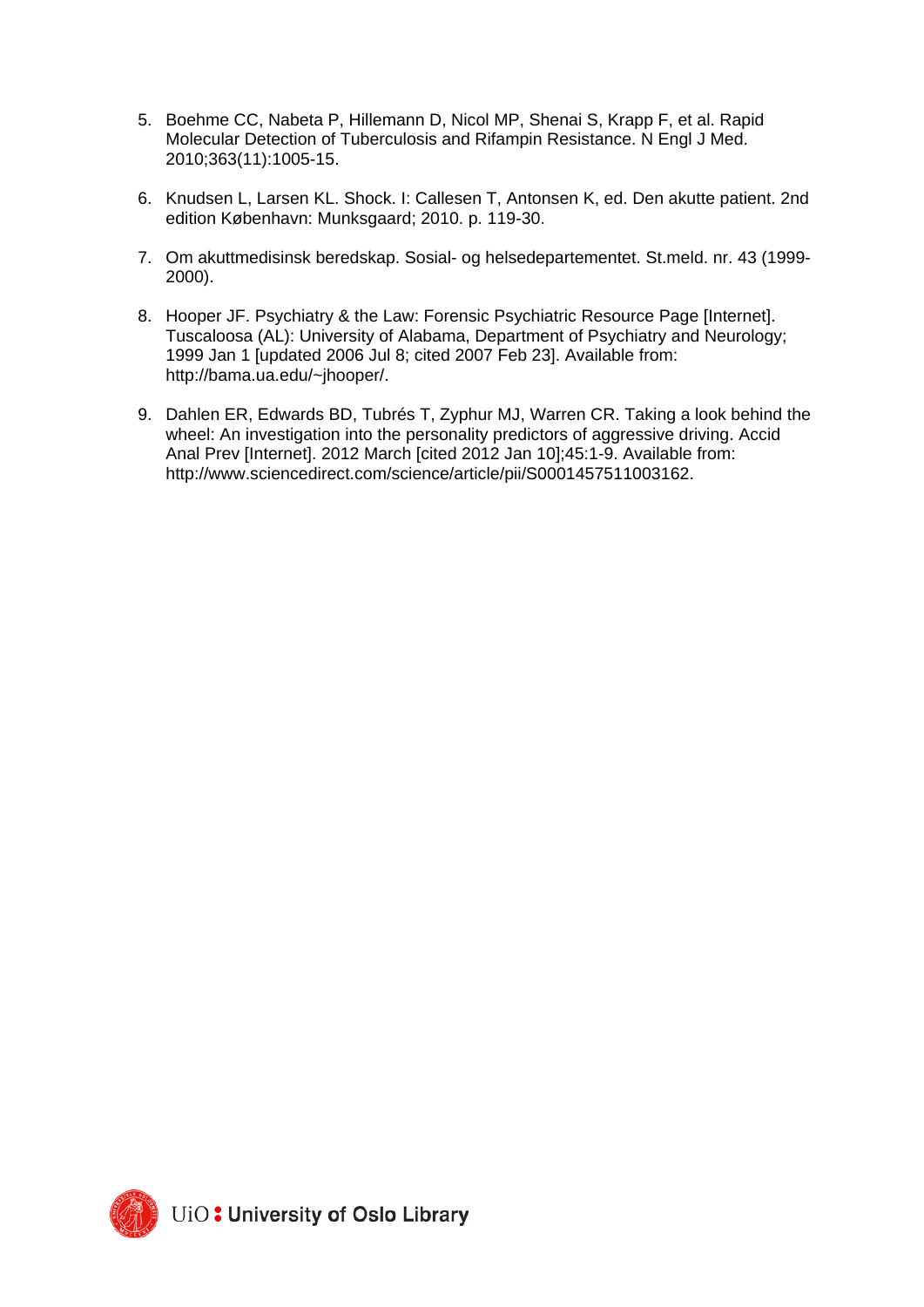5. Boehme CC, Nabeta P, Hillemann D, Nicol MP, Shenai S, Krapp F, et al. Rapid Molecular Detection of Tuberculosis and Rifampin Resistance. N Engl J Med. 2010;363(11):1005-15.

6. Knudsen L, Larsen KL. Shock. I: Callesen T, Antonsen K, ed. Den akutte patient. 2nd edition København: Munksgaard; 2010. p. 119-30.

7. Om akuttmedisinsk beredskap. Sosial- og helsedepartementet. St.meld. nr. 43 (1999-2000).

8. Hooper JF. Psychiatry & the Law: Forensic Psychiatric Resource Page [Internet]. Tuscaloosa (AL): University of Alabama, Department of Psychiatry and Neurology; 1999 Jan 1 [updated 2006 Jul 8; cited 2007 Feb 23]. Available from: http://bama.ua.edu/~jhooper/.

9. Dahlen ER, Edwards BD, Tubrés T, Zyphur MJ, Warren CR. Taking a look behind the wheel: An investigation into the personality predictors of aggressive driving. Accid Anal Prev [Internet]. 2012 March [cited 2012 Jan 10];45:1-9. Available from: http://www.sciencedirect.com/science/article/pii/S0001457511003162.